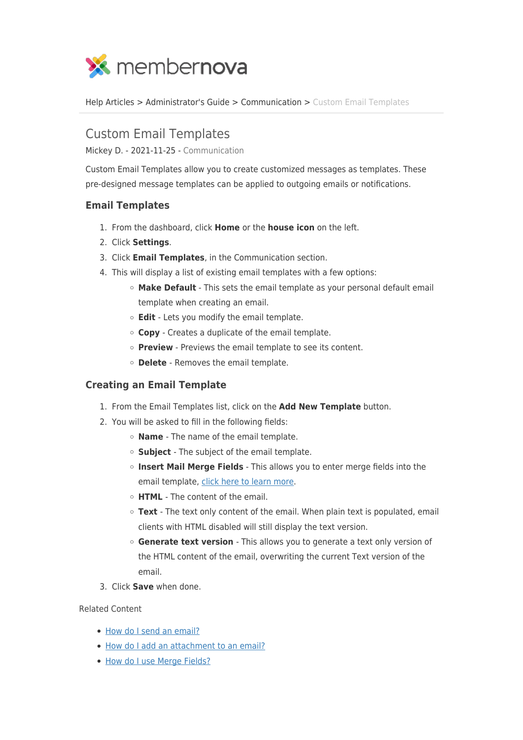membernova

Help Articles > Administrator's Guide > Communication > Custom Email Templates

# Custom Email Templates

Mickey D. - 2021-11-25 - Communication

Custom Email Templates allow you to create customized messages as templates. These pre-designed message templates can be applied to outgoing emails or notifications.

## Email Templates

1. From the dashboard, click **Home** or the **house icon** on the left.
2. Click **Settings**.
3. Click **Email Templates**, in the Communication section.
4. This will display a list of existing email templates with a few options:
   - **Make Default** - This sets the email template as your personal default email template when creating an email.
   - **Edit** - Lets you modify the email template.
   - **Copy** - Creates a duplicate of the email template.
   - **Preview** - Previews the email template to see its content.
   - **Delete** - Removes the email template.

## Creating an Email Template

1. From the Email Templates list, click on the **Add New Template** button.
2. You will be asked to fill in the following fields:
   - **Name** - The name of the email template.
   - **Subject** - The subject of the email template.
   - **Insert Mail Merge Fields** - This allows you to enter merge fields into the email template, click here to learn more.
   - **HTML** - The content of the email.
   - **Text** - The text only content of the email. When plain text is populated, email clients with HTML disabled will still display the text version.
   - **Generate text version** - This allows you to generate a text only version of the HTML content of the email, overwriting the current Text version of the email.
3. Click **Save** when done.

Related Content

- How do I send an email?
- How do I add an attachment to an email?
- How do I use Merge Fields?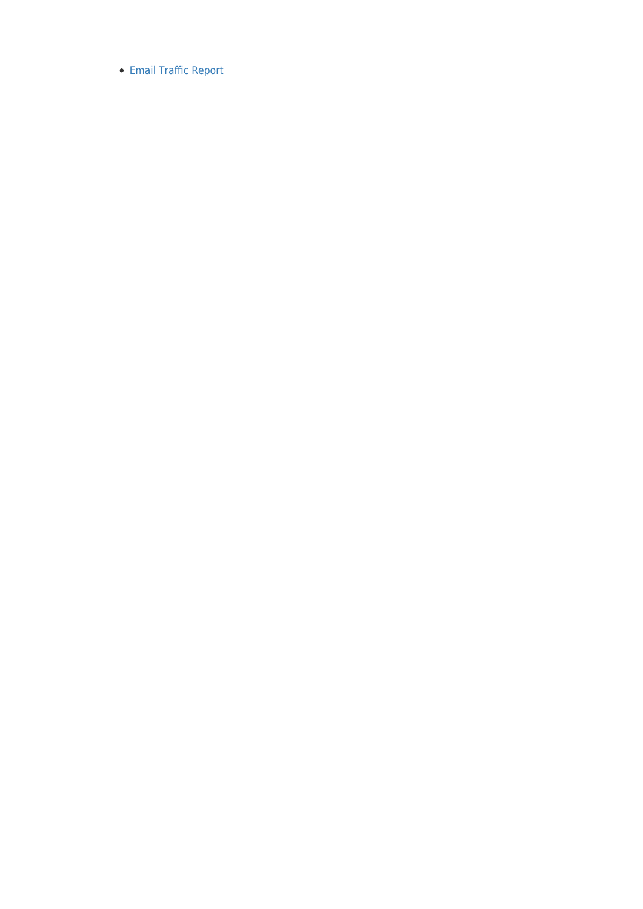- Email Traffic Report